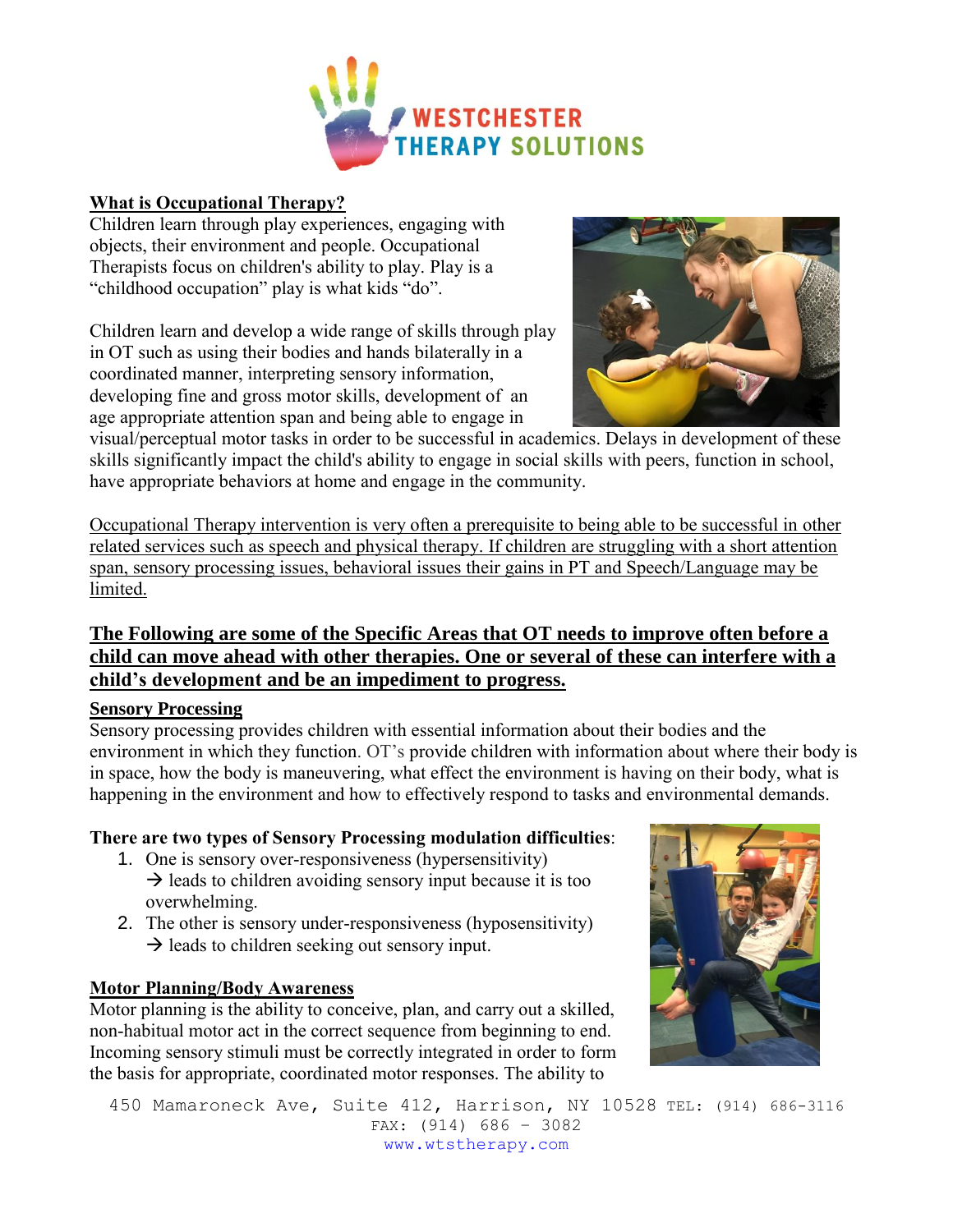## What is Occupational Therapy?

Children learn through play experiences, engaging with objects, their environment and people. Occupational Therapists focus on children's ability to play. Play is a "childhood occupation" play is what kids "do".

Children learn and develop a wide range of skills through play in OT such as using their bodies and hands bilaterally in a coordinated manner, interpreting sensory information, developing fine and gross motor skills, development of an age appropriate attention span and being able to engage in visual/perceptual motor tasks in order to be successful in academics. Delays in development of these skills significantly impact the child's ability to engage in social skills with peers, function in school, have appropriate behaviors at home and engage in the community.

Occupational Therapy intervention is very often a prerequisite to being able to be successful in other related services such as speech and physical therapy. If children are struggling with a short attention span, sensory processing issues, behavioral issues their gains in PT and Speech/Language may be limited.

## The Following are some of the Specific Areas that OT needs to improve often before a child can move ahead with other therapies. One or several of these can interfere with a child's development and be an impediment to progress.

### Sensory Processing

Sensory processing provides children with essential information about their bodies and the environment in which they function. OT's provide children with information about where their body is in space, how the body is maneuvering, what effect the environment is having on their body, what is happening in the environment and how to effectively respond to tasks and environmental demands.

**There are two types of Sensory Processing modulation difficulties**:

1. One is sensory over-responsiveness (hypersensitivity)
   → leads to children avoiding sensory input because it is too overwhelming.
2. The other is sensory under-responsiveness (hyposensitivity)
   → leads to children seeking out sensory input.

### Motor Planning/Body Awareness

Motor planning is the ability to conceive, plan, and carry out a skilled, non-habitual motor act in the correct sequence from beginning to end. Incoming sensory stimuli must be correctly integrated in order to form the basis for appropriate, coordinated motor responses. The ability to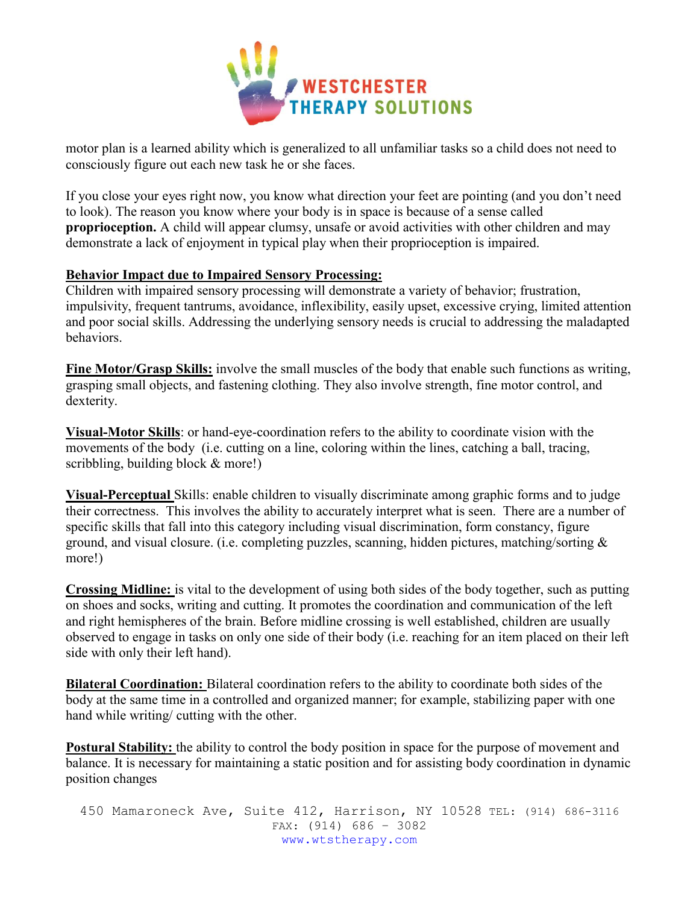motor plan is a learned ability which is generalized to all unfamiliar tasks so a child does not need to consciously figure out each new task he or she faces.

If you close your eyes right now, you know what direction your feet are pointing (and you don't need to look). The reason you know where your body is in space is because of a sense called **proprioception.** A child will appear clumsy, unsafe or avoid activities with other children and may demonstrate a lack of enjoyment in typical play when their proprioception is impaired.

**Behavior Impact due to Impaired Sensory Processing:**
Children with impaired sensory processing will demonstrate a variety of behavior; frustration, impulsivity, frequent tantrums, avoidance, inflexibility, easily upset, excessive crying, limited attention and poor social skills. Addressing the underlying sensory needs is crucial to addressing the maladapted behaviors.

**Fine Motor/Grasp Skills:** involve the small muscles of the body that enable such functions as writing, grasping small objects, and fastening clothing. They also involve strength, fine motor control, and dexterity.

**Visual-Motor Skills**: or hand-eye-coordination refers to the ability to coordinate vision with the movements of the body (i.e. cutting on a line, coloring within the lines, catching a ball, tracing, scribbling, building block & more!)

**Visual-Perceptual** Skills: enable children to visually discriminate among graphic forms and to judge their correctness. This involves the ability to accurately interpret what is seen. There are a number of specific skills that fall into this category including visual discrimination, form constancy, figure ground, and visual closure. (i.e. completing puzzles, scanning, hidden pictures, matching/sorting & more!)

**Crossing Midline:** is vital to the development of using both sides of the body together, such as putting on shoes and socks, writing and cutting. It promotes the coordination and communication of the left and right hemispheres of the brain. Before midline crossing is well established, children are usually observed to engage in tasks on only one side of their body (i.e. reaching for an item placed on their left side with only their left hand).

**Bilateral Coordination:** Bilateral coordination refers to the ability to coordinate both sides of the body at the same time in a controlled and organized manner; for example, stabilizing paper with one hand while writing/ cutting with the other.

**Postural Stability:** the ability to control the body position in space for the purpose of movement and balance. It is necessary for maintaining a static position and for assisting body coordination in dynamic position changes